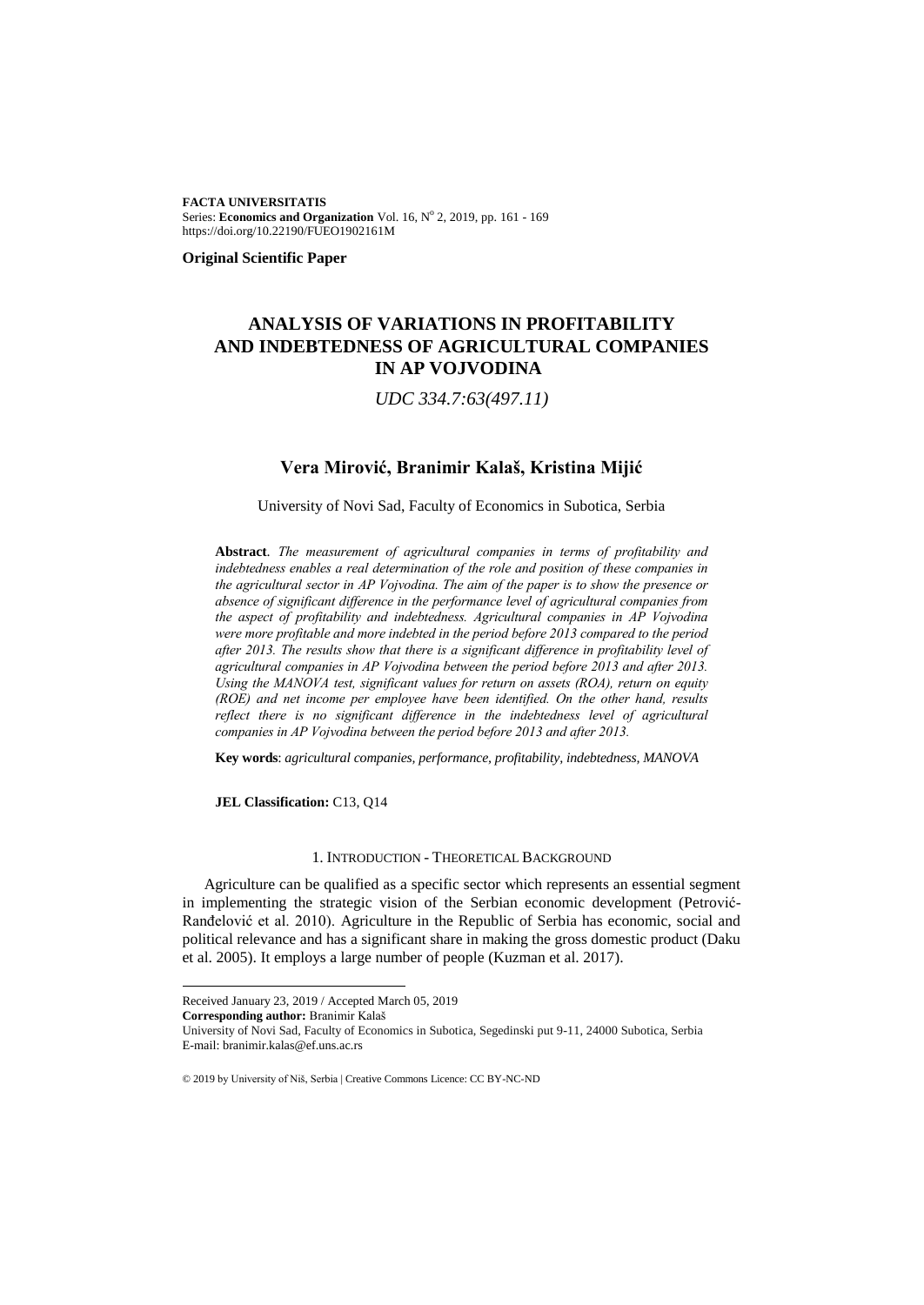**FACTA UNIVERSITATIS**
Series: **Economics and Organization** Vol. 16, N° 2, 2019, pp. 161 - 169
https://doi.org/10.22190/FUEO1902161M

**Original Scientific Paper**

# ANALYSIS OF VARIATIONS IN PROFITABILITY AND INDEBTEDNESS OF AGRICULTURAL COMPANIES IN AP VOJVODINA

*UDC 334.7:63(497.11)*

## Vera Mirović, Branimir Kalaš, Kristina Mijić

University of Novi Sad, Faculty of Economics in Subotica, Serbia

**Abstract**. *The measurement of agricultural companies in terms of profitability and indebtedness enables a real determination of the role and position of these companies in the agricultural sector in AP Vojvodina. The aim of the paper is to show the presence or absence of significant difference in the performance level of agricultural companies from the aspect of profitability and indebtedness. Agricultural companies in AP Vojvodina were more profitable and more indebted in the period before 2013 compared to the period after 2013. The results show that there is a significant difference in profitability level of agricultural companies in AP Vojvodina between the period before 2013 and after 2013. Using the MANOVA test, significant values for return on assets (ROA), return on equity (ROE) and net income per employee have been identified. On the other hand, results reflect there is no significant difference in the indebtedness level of agricultural companies in AP Vojvodina between the period before 2013 and after 2013.*

**Key words**: *agricultural companies, performance, profitability, indebtedness, MANOVA*

**JEL Classification:** C13, Q14

### 1. Introduction - Theoretical Background

Agriculture can be qualified as a specific sector which represents an essential segment in implementing the strategic vision of the Serbian economic development (Petrović-Ranđelović et al. 2010). Agriculture in the Republic of Serbia has economic, social and political relevance and has a significant share in making the gross domestic product (Daku et al. 2005). It employs a large number of people (Kuzman et al. 2017).

---

Received January 23, 2019 / Accepted March 05, 2019
**Corresponding author:** Branimir Kalaš
University of Novi Sad, Faculty of Economics in Subotica, Segedinski put 9-11, 24000 Subotica, Serbia
E-mail: branimir.kalas@ef.uns.ac.rs

© 2019 by University of Niš, Serbia | Creative Commons Licence: CC BY-NC-ND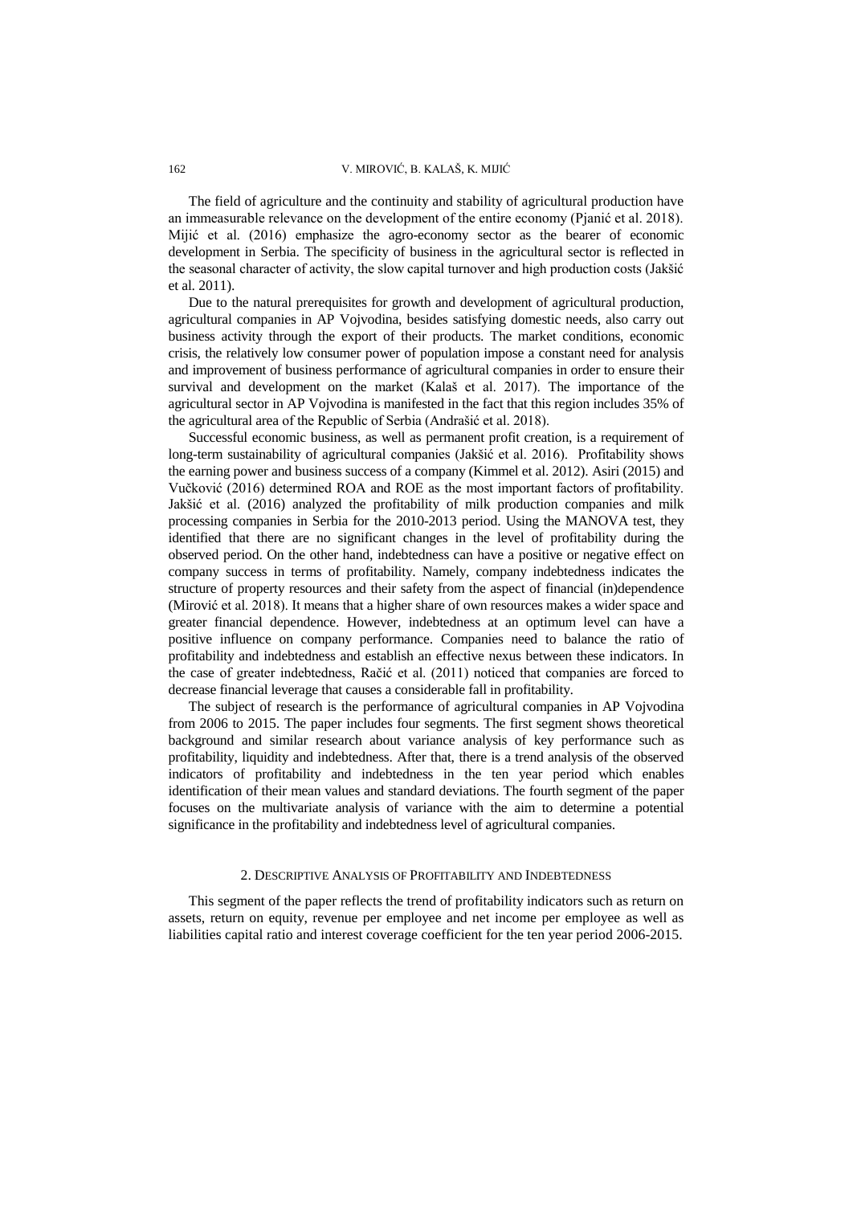The field of agriculture and the continuity and stability of agricultural production have an immeasurable relevance on the development of the entire economy (Pjanić et al. 2018). Mijić et al. (2016) emphasize the agro-economy sector as the bearer of economic development in Serbia. The specificity of business in the agricultural sector is reflected in the seasonal character of activity, the slow capital turnover and high production costs (Jakšić et al. 2011).

Due to the natural prerequisites for growth and development of agricultural production, agricultural companies in AP Vojvodina, besides satisfying domestic needs, also carry out business activity through the export of their products. The market conditions, economic crisis, the relatively low consumer power of population impose a constant need for analysis and improvement of business performance of agricultural companies in order to ensure their survival and development on the market (Kalaš et al. 2017). The importance of the agricultural sector in AP Vojvodina is manifested in the fact that this region includes 35% of the agricultural area of the Republic of Serbia (Andrašić et al. 2018).

Successful economic business, as well as permanent profit creation, is a requirement of long-term sustainability of agricultural companies (Jakšić et al. 2016). Profitability shows the earning power and business success of a company (Kimmel et al. 2012). Asiri (2015) and Vučković (2016) determined ROA and ROE as the most important factors of profitability. Jakšić et al. (2016) analyzed the profitability of milk production companies and milk processing companies in Serbia for the 2010-2013 period. Using the MANOVA test, they identified that there are no significant changes in the level of profitability during the observed period. On the other hand, indebtedness can have a positive or negative effect on company success in terms of profitability. Namely, company indebtedness indicates the structure of property resources and their safety from the aspect of financial (in)dependence (Mirović et al. 2018). It means that a higher share of own resources makes a wider space and greater financial dependence. However, indebtedness at an optimum level can have a positive influence on company performance. Companies need to balance the ratio of profitability and indebtedness and establish an effective nexus between these indicators. In the case of greater indebtedness, Račić et al. (2011) noticed that companies are forced to decrease financial leverage that causes a considerable fall in profitability.

The subject of research is the performance of agricultural companies in AP Vojvodina from 2006 to 2015. The paper includes four segments. The first segment shows theoretical background and similar research about variance analysis of key performance such as profitability, liquidity and indebtedness. After that, there is a trend analysis of the observed indicators of profitability and indebtedness in the ten year period which enables identification of their mean values and standard deviations. The fourth segment of the paper focuses on the multivariate analysis of variance with the aim to determine a potential significance in the profitability and indebtedness level of agricultural companies.

## 2. Descriptive Analysis of Profitability and Indebtedness

This segment of the paper reflects the trend of profitability indicators such as return on assets, return on equity, revenue per employee and net income per employee as well as liabilities capital ratio and interest coverage coefficient for the ten year period 2006-2015.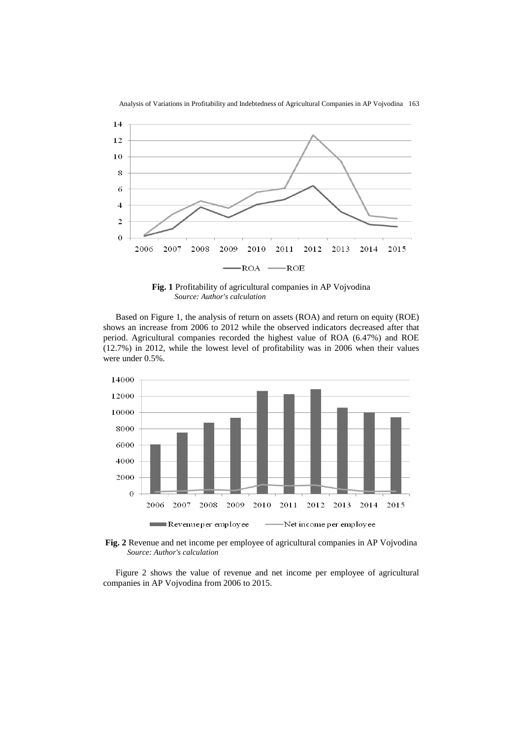**Fig. 1** Profitability of agricultural companies in AP Vojvodina
*Source: Author's calculation*

Based on Figure 1, the analysis of return on assets (ROA) and return on equity (ROE) shows an increase from 2006 to 2012 while the observed indicators decreased after that period. Agricultural companies recorded the highest value of ROA (6.47%) and ROE (12.7%) in 2012, while the lowest level of profitability was in 2006 when their values were under 0.5%.

**Fig. 2** Revenue and net income per employee of agricultural companies in AP Vojvodina
*Source: Author's calculation*

Figure 2 shows the value of revenue and net income per employee of agricultural companies in AP Vojvodina from 2006 to 2015.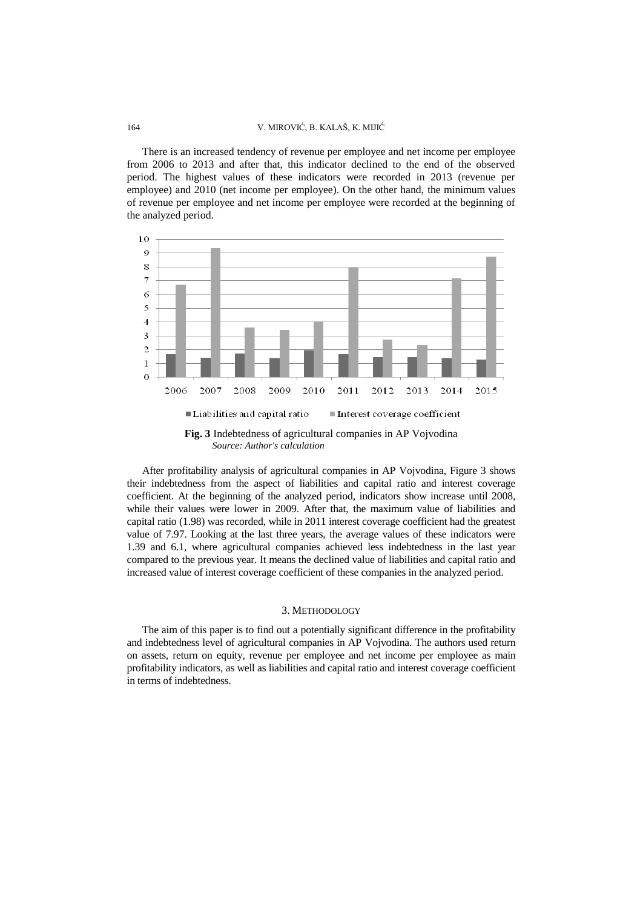There is an increased tendency of revenue per employee and net income per employee from 2006 to 2013 and after that, this indicator declined to the end of the observed period. The highest values of these indicators were recorded in 2013 (revenue per employee) and 2010 (net income per employee). On the other hand, the minimum values of revenue per employee and net income per employee were recorded at the beginning of the analyzed period.

**Fig. 3** Indebtedness of agricultural companies in AP Vojvodina
*Source: Author's calculation*

After profitability analysis of agricultural companies in AP Vojvodina, Figure 3 shows their indebtedness from the aspect of liabilities and capital ratio and interest coverage coefficient. At the beginning of the analyzed period, indicators show increase until 2008, while their values were lower in 2009. After that, the maximum value of liabilities and capital ratio (1.98) was recorded, while in 2011 interest coverage coefficient had the greatest value of 7.97. Looking at the last three years, the average values of these indicators were 1.39 and 6.1, where agricultural companies achieved less indebtedness in the last year compared to the previous year. It means the declined value of liabilities and capital ratio and increased value of interest coverage coefficient of these companies in the analyzed period.

## 3. Methodology

The aim of this paper is to find out a potentially significant difference in the profitability and indebtedness level of agricultural companies in AP Vojvodina. The authors used return on assets, return on equity, revenue per employee and net income per employee as main profitability indicators, as well as liabilities and capital ratio and interest coverage coefficient in terms of indebtedness.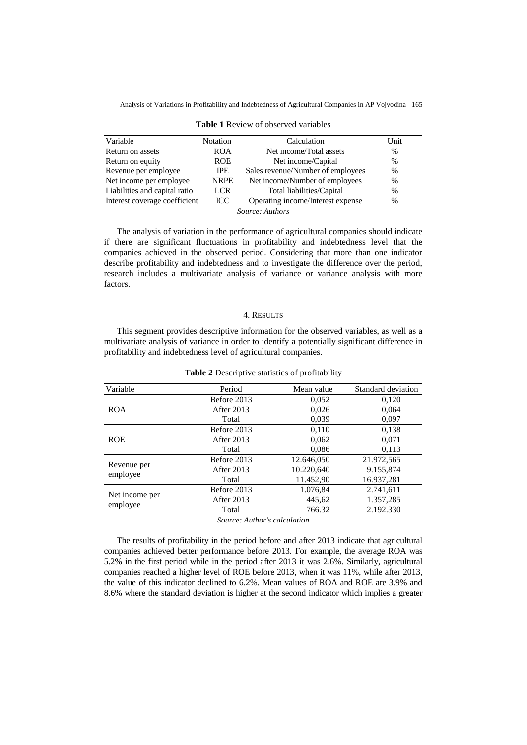**Table 1** Review of observed variables

| Variable | Notation | Calculation | Unit |
|---|---|---|---|
| Return on assets | ROA | Net income/Total assets | % |
| Return on equity | ROE | Net income/Capital | % |
| Revenue per employee | IPE | Sales revenue/Number of employees | % |
| Net income per employee | NRPE | Net income/Number of employees | % |
| Liabilities and capital ratio | LCR | Total liabilities/Capital | % |
| Interest coverage coefficient | ICC | Operating income/Interest expense | % |

*Source: Authors*

The analysis of variation in the performance of agricultural companies should indicate if there are significant fluctuations in profitability and indebtedness level that the companies achieved in the observed period. Considering that more than one indicator describe profitability and indebtedness and to investigate the difference over the period, research includes a multivariate analysis of variance or variance analysis with more factors.

## 4. Results

This segment provides descriptive information for the observed variables, as well as a multivariate analysis of variance in order to identify a potentially significant difference in profitability and indebtedness level of agricultural companies.

**Table 2** Descriptive statistics of profitability

| Variable | Period | Mean value | Standard deviation |
|---|---|---|---|
| ROA | Before 2013 | 0,052 | 0,120 |
| | After 2013 | 0,026 | 0,064 |
| | Total | 0,039 | 0,097 |
| ROE | Before 2013 | 0,110 | 0,138 |
| | After 2013 | 0,062 | 0,071 |
| | Total | 0,086 | 0,113 |
| Revenue per employee | Before 2013 | 12.646,050 | 21.972,565 |
| | After 2013 | 10.220,640 | 9.155,874 |
| | Total | 11.452,90 | 16.937,281 |
| Net income per employee | Before 2013 | 1.076,84 | 2.741,611 |
| | After 2013 | 445,62 | 1.357,285 |
| | Total | 766.32 | 2.192.330 |

*Source: Author's calculation*

The results of profitability in the period before and after 2013 indicate that agricultural companies achieved better performance before 2013. For example, the average ROA was 5.2% in the first period while in the period after 2013 it was 2.6%. Similarly, agricultural companies reached a higher level of ROE before 2013, when it was 11%, while after 2013, the value of this indicator declined to 6.2%. Mean values of ROA and ROE are 3.9% and 8.6% where the standard deviation is higher at the second indicator which implies a greater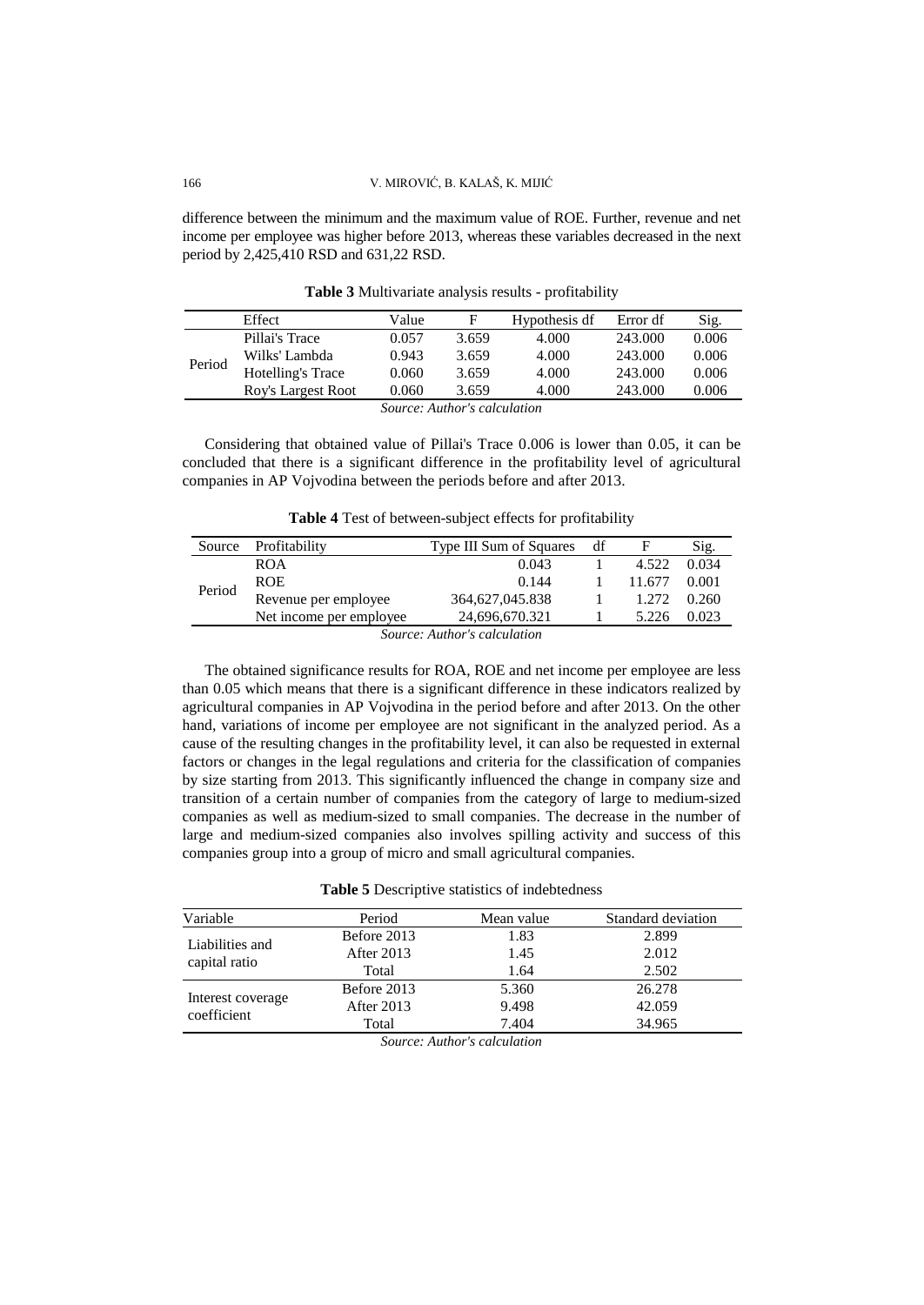difference between the minimum and the maximum value of ROE. Further, revenue and net income per employee was higher before 2013, whereas these variables decreased in the next period by 2,425,410 RSD and 631,22 RSD.

**Table 3** Multivariate analysis results - profitability

| | Effect | Value | F | Hypothesis df | Error df | Sig. |
|---|---|---|---|---|---|---|
| Period | Pillai's Trace | 0.057 | 3.659 | 4.000 | 243.000 | 0.006 |
| | Wilks' Lambda | 0.943 | 3.659 | 4.000 | 243.000 | 0.006 |
| | Hotelling's Trace | 0.060 | 3.659 | 4.000 | 243.000 | 0.006 |
| | Roy's Largest Root | 0.060 | 3.659 | 4.000 | 243.000 | 0.006 |

*Source: Author's calculation*

Considering that obtained value of Pillai's Trace 0.006 is lower than 0.05, it can be concluded that there is a significant difference in the profitability level of agricultural companies in AP Vojvodina between the periods before and after 2013.

**Table 4** Test of between-subject effects for profitability

| Source | Profitability | Type III Sum of Squares | df | F | Sig. |
|---|---|---|---|---|---|
| Period | ROA | 0.043 | 1 | 4.522 | 0.034 |
| | ROE | 0.144 | 1 | 11.677 | 0.001 |
| | Revenue per employee | 364,627,045.838 | 1 | 1.272 | 0.260 |
| | Net income per employee | 24,696,670.321 | 1 | 5.226 | 0.023 |

*Source: Author's calculation*

The obtained significance results for ROA, ROE and net income per employee are less than 0.05 which means that there is a significant difference in these indicators realized by agricultural companies in AP Vojvodina in the period before and after 2013. On the other hand, variations of income per employee are not significant in the analyzed period. As a cause of the resulting changes in the profitability level, it can also be requested in external factors or changes in the legal regulations and criteria for the classification of companies by size starting from 2013. This significantly influenced the change in company size and transition of a certain number of companies from the category of large to medium-sized companies as well as medium-sized to small companies. The decrease in the number of large and medium-sized companies also involves spilling activity and success of this companies group into a group of micro and small agricultural companies.

**Table 5** Descriptive statistics of indebtedness

| Variable | Period | Mean value | Standard deviation |
|---|---|---|---|
| Liabilities and capital ratio | Before 2013 | 1.83 | 2.899 |
| | After 2013 | 1.45 | 2.012 |
| | Total | 1.64 | 2.502 |
| Interest coverage coefficient | Before 2013 | 5.360 | 26.278 |
| | After 2013 | 9.498 | 42.059 |
| | Total | 7.404 | 34.965 |

*Source: Author's calculation*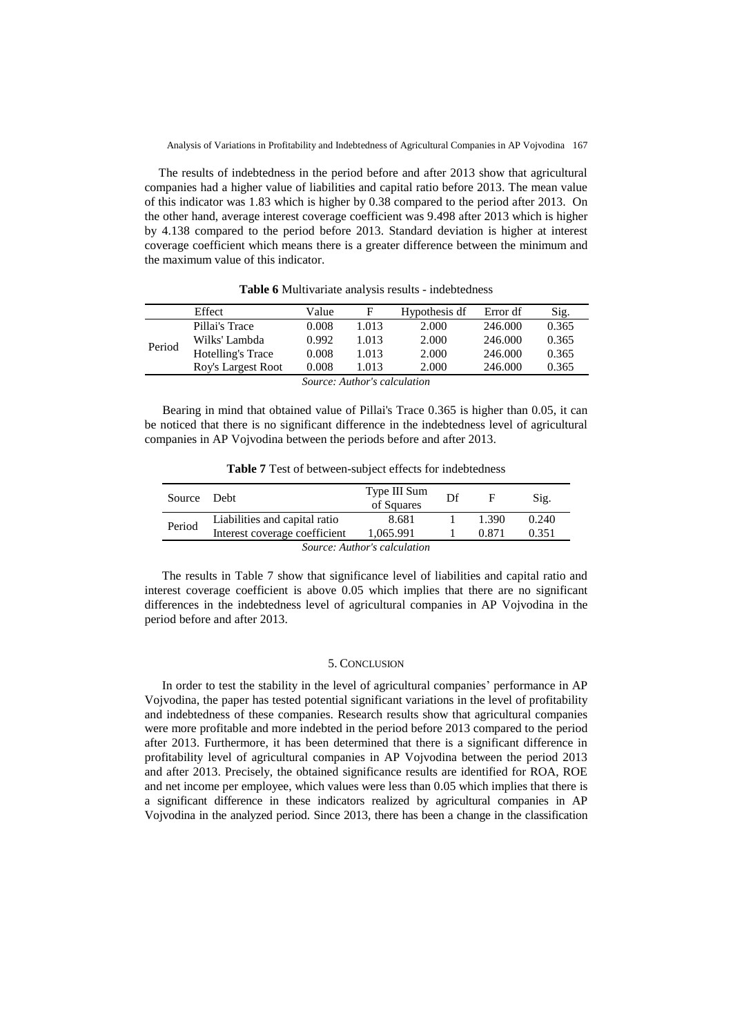The results of indebtedness in the period before and after 2013 show that agricultural companies had a higher value of liabilities and capital ratio before 2013. The mean value of this indicator was 1.83 which is higher by 0.38 compared to the period after 2013. On the other hand, average interest coverage coefficient was 9.498 after 2013 which is higher by 4.138 compared to the period before 2013. Standard deviation is higher at interest coverage coefficient which means there is a greater difference between the minimum and the maximum value of this indicator.

**Table 6** Multivariate analysis results - indebtedness

| | Effect | Value | F | Hypothesis df | Error df | Sig. |
|---|---|---|---|---|---|---|
| Period | Pillai's Trace | 0.008 | 1.013 | 2.000 | 246.000 | 0.365 |
| | Wilks' Lambda | 0.992 | 1.013 | 2.000 | 246.000 | 0.365 |
| | Hotelling's Trace | 0.008 | 1.013 | 2.000 | 246.000 | 0.365 |
| | Roy's Largest Root | 0.008 | 1.013 | 2.000 | 246.000 | 0.365 |

*Source: Author's calculation*

Bearing in mind that obtained value of Pillai's Trace 0.365 is higher than 0.05, it can be noticed that there is no significant difference in the indebtedness level of agricultural companies in AP Vojvodina between the periods before and after 2013.

**Table 7** Test of between-subject effects for indebtedness

| Source | Debt | Type III Sum of Squares | Df | F | Sig. |
|---|---|---|---|---|---|
| Period | Liabilities and capital ratio | 8.681 | 1 | 1.390 | 0.240 |
| | Interest coverage coefficient | 1,065.991 | 1 | 0.871 | 0.351 |

*Source: Author's calculation*

The results in Table 7 show that significance level of liabilities and capital ratio and interest coverage coefficient is above 0.05 which implies that there are no significant differences in the indebtedness level of agricultural companies in AP Vojvodina in the period before and after 2013.

## 5. Conclusion

In order to test the stability in the level of agricultural companies' performance in AP Vojvodina, the paper has tested potential significant variations in the level of profitability and indebtedness of these companies. Research results show that agricultural companies were more profitable and more indebted in the period before 2013 compared to the period after 2013. Furthermore, it has been determined that there is a significant difference in profitability level of agricultural companies in AP Vojvodina between the period 2013 and after 2013. Precisely, the obtained significance results are identified for ROA, ROE and net income per employee, which values were less than 0.05 which implies that there is a significant difference in these indicators realized by agricultural companies in AP Vojvodina in the analyzed period. Since 2013, there has been a change in the classification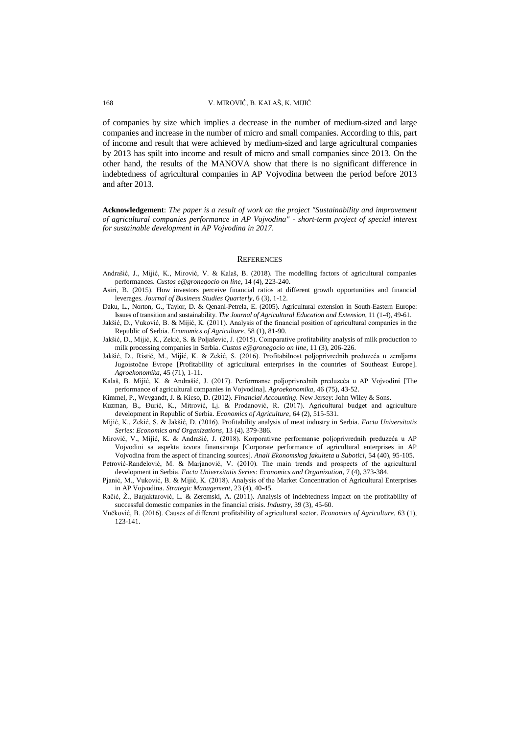of companies by size which implies a decrease in the number of medium-sized and large companies and increase in the number of micro and small companies. According to this, part of income and result that were achieved by medium-sized and large agricultural companies by 2013 has spilt into income and result of micro and small companies since 2013. On the other hand, the results of the MANOVA show that there is no significant difference in indebtedness of agricultural companies in AP Vojvodina between the period before 2013 and after 2013.

**Acknowledgement**: *The paper is a result of work on the project "Sustainability and improvement of agricultural companies performance in AP Vojvodina" - short-term project of special interest for sustainable development in AP Vojvodina in 2017*.

## References

Andrašić, J., Mijić, K., Mirović, V. & Kalaš, B. (2018). The modelling factors of agricultural companies performances. *Custos e@gronegocio on line*, 14 (4), 223-240.

Asiri, B. (2015). How investors perceive financial ratios at different growth opportunities and financial leverages. *Journal of Business Studies Quarterly*, 6 (3), 1-12.

Daku, L., Norton, G., Taylor, D. & Qenani-Petrela, E. (2005). Agricultural extension in South-Eastern Europe: Issues of transition and sustainability. *The Journal of Agricultural Education and Extension*, 11 (1-4), 49-61.

Jakšić, D., Vuković, B. & Mijić, K. (2011). Analysis of the financial position of agricultural companies in the Republic of Serbia. *Economics of Agriculture*, 58 (1), 81-90.

Jakšić, D., Mijić, K., Zekić, S. & Poljašević, J. (2015). Comparative profitability analysis of milk production to milk processing companies in Serbia. *Custos e@gronegocio on line*, 11 (3), 206-226.

Jakšić, D., Ristić, M., Mijić, K. & Zekić, S. (2016). Profitabilnost poljoprivrednih preduzeća u zemljama Jugoistočne Evrope [Profitability of agricultural enterprises in the countries of Southeast Europe]. *Agroekonomika*, 45 (71), 1-11.

Kalaš, B. Mijić, K. & Andrašić, J. (2017). Performanse poljoprivrednih preduzeća u AP Vojvodini [The performance of agricultural companies in Vojvodina]. *Agroekonomika*, 46 (75), 43-52.

Kimmel, P., Weygandt, J. & Kieso, D. (2012). *Financial Accounting*. New Jersey: John Wiley & Sons.

Kuzman, B., Đurić, K., Mitrović, Lj. & Prodanović, R. (2017). Agricultural budget and agriculture development in Republic of Serbia. *Economics of Agriculture*, 64 (2), 515-531.

Mijić, K., Zekić, S. & Jakšić, D. (2016). Profitability analysis of meat industry in Serbia. *Facta Universitatis Series: Economics and Organizations*, 13 (4). 379-386.

Mirović, V., Mijić, K. & Andrašić, J. (2018). Korporativne performanse poljoprivrednih preduzeća u AP Vojvodini sa aspekta izvora finansiranja [Corporate performance of agricultural enterprises in AP Vojvodina from the aspect of financing sources]. *Anali Ekonomskog fakulteta u Subotici*, 54 (40), 95-105.

Petrović-Ranđelović, M. & Marjanović, V. (2010). The main trends and prospects of the agricultural development in Serbia. *Facta Universitatis Series: Economics and Organization*, 7 (4), 373-384.

Pjanić, M., Vuković, B. & Mijić, K. (2018). Analysis of the Market Concentration of Agricultural Enterprises in AP Vojvodina. *Strategic Management*, 23 (4), 40-45.

Račić, Ž., Barjaktarović, L. & Zeremski, A. (2011). Analysis of indebtedness impact on the profitability of successful domestic companies in the financial crisis. *Industry*, 39 (3), 45-60.

Vučković, B. (2016). Causes of different profitability of agricultural sector. *Economics of Agriculture*, 63 (1), 123-141.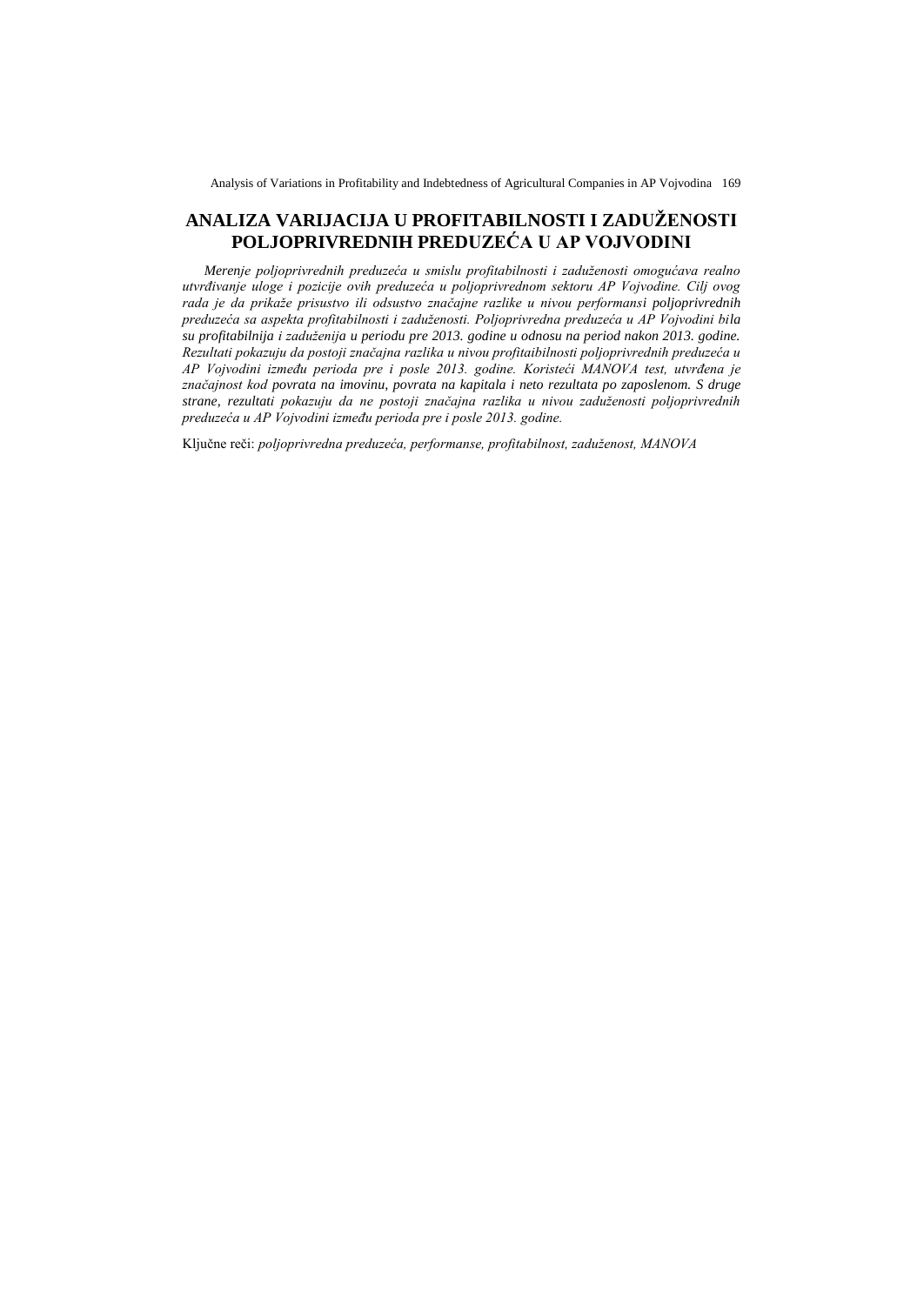# ANALIZA VARIJACIJA U PROFITABILNOSTI I ZADUŽENOSTI POLJOPRIVREDNIH PREDUZEĆA U AP VOJVODINI

*Merenje poljoprivrednih preduzeća u smislu profitabilnosti i zaduženosti omogućava realno utvrđivanje uloge i pozicije ovih preduzeća u poljoprivrednom sektoru AP Vojvodine. Cilj ovog rada je da prikaže prisustvo ili odsustvo značajne razlike u nivou performansi poljoprivrednih preduzeća sa aspekta profitabilnosti i zaduženosti. Poljoprivredna preduzeća u AP Vojvodini bila su profitabilnija i zaduženija u periodu pre 2013. godine u odnosu na period nakon 2013. godine. Rezultati pokazuju da postoji značajna razlika u nivou profitaibilnosti poljoprivrednih preduzeća u AP Vojvodini između perioda pre i posle 2013. godine. Koristeći MANOVA test, utvrđena je značajnost kod povrata na imovinu, povrata na kapitala i neto rezultata po zaposlenom. S druge strane, rezultati pokazuju da ne postoji značajna razlika u nivou zaduženosti poljoprivrednih preduzeća u AP Vojvodini između perioda pre i posle 2013. godine.*

Ključne reči: *poljoprivredna preduzeća, performanse, profitabilnost, zaduženost, MANOVA*